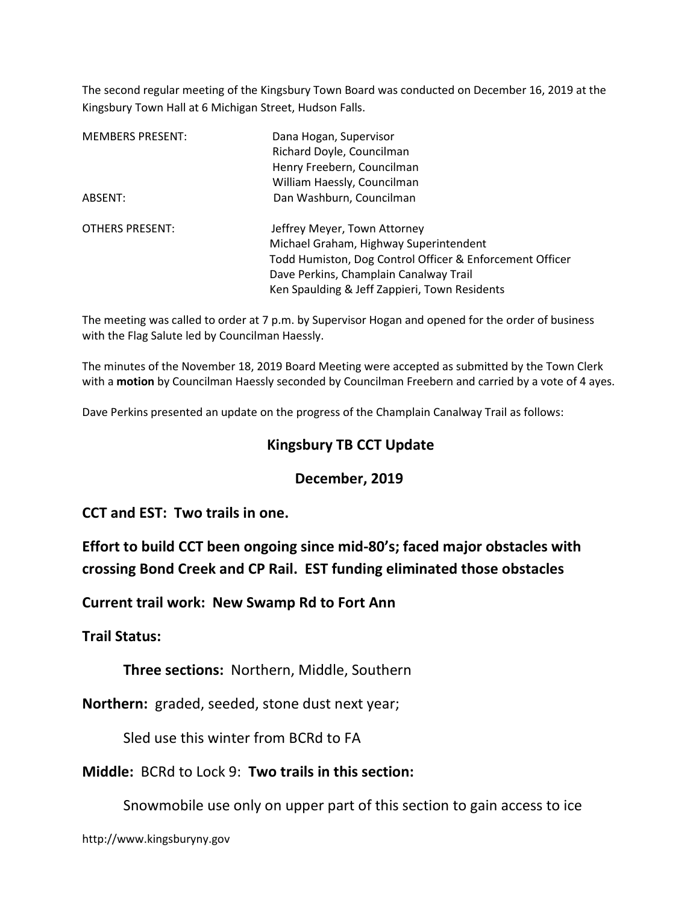The second regular meeting of the Kingsbury Town Board was conducted on December 16, 2019 at the Kingsbury Town Hall at 6 Michigan Street, Hudson Falls.

| | |
|---|---|
| MEMBERS PRESENT: | Dana Hogan, Supervisor |
| | Richard Doyle, Councilman |
| | Henry Freebern, Councilman |
| | William Haessly, Councilman |
| ABSENT: | Dan Washburn, Councilman |
| | |
| OTHERS PRESENT: | Jeffrey Meyer, Town Attorney |
| | Michael Graham, Highway Superintendent |
| | Todd Humiston, Dog Control Officer & Enforcement Officer |
| | Dave Perkins, Champlain Canalway Trail |
| | Ken Spaulding & Jeff Zappieri, Town Residents |

The meeting was called to order at 7 p.m. by Supervisor Hogan and opened for the order of business with the Flag Salute led by Councilman Haessly.

The minutes of the November 18, 2019 Board Meeting were accepted as submitted by the Town Clerk with a **motion** by Councilman Haessly seconded by Councilman Freebern and carried by a vote of 4 ayes.

Dave Perkins presented an update on the progress of the Champlain Canalway Trail as follows:

## Kingsbury TB CCT Update

## December, 2019

**CCT and EST: Two trails in one.**

**Effort to build CCT been ongoing since mid-80's; faced major obstacles with crossing Bond Creek and CP Rail. EST funding eliminated those obstacles**

**Current trail work: New Swamp Rd to Fort Ann**

**Trail Status:**

**Three sections:** Northern, Middle, Southern

**Northern:** graded, seeded, stone dust next year;

Sled use this winter from BCRd to FA

**Middle:** BCRd to Lock 9: **Two trails in this section:**

Snowmobile use only on upper part of this section to gain access to ice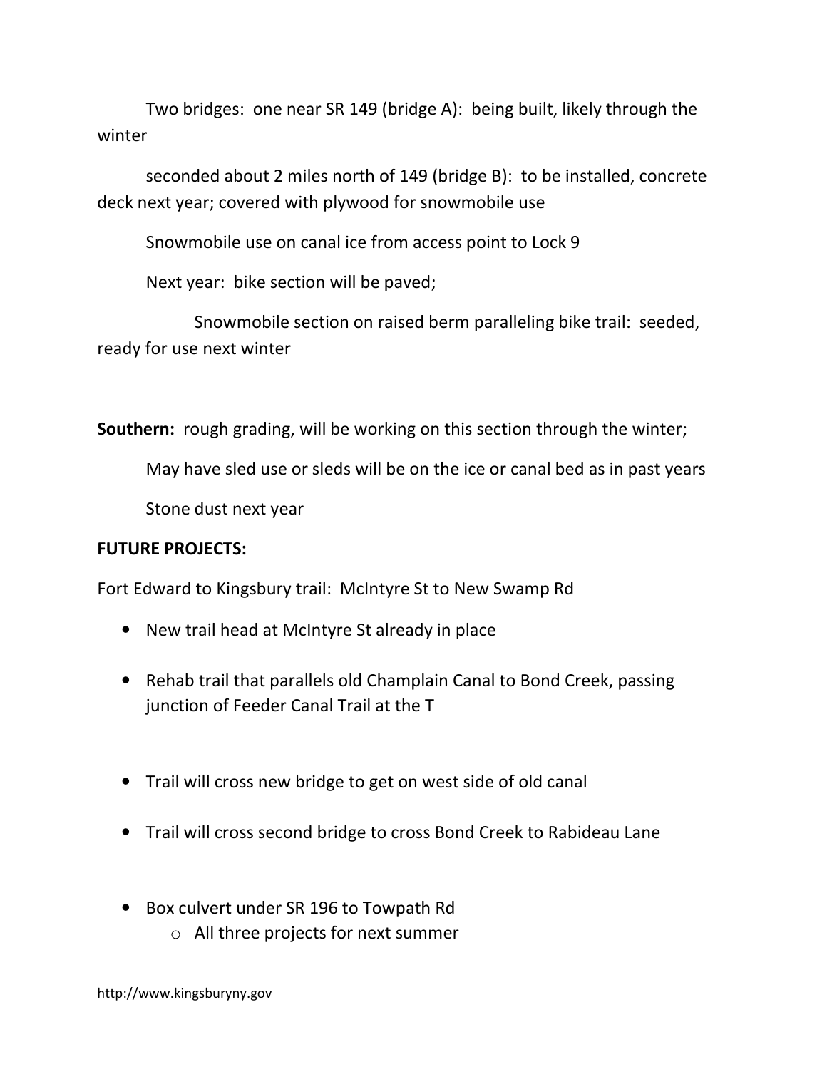Two bridges: one near SR 149 (bridge A): being built, likely through the winter

seconded about 2 miles north of 149 (bridge B): to be installed, concrete deck next year; covered with plywood for snowmobile use

Snowmobile use on canal ice from access point to Lock 9

Next year: bike section will be paved;

Snowmobile section on raised berm paralleling bike trail: seeded, ready for use next winter

**Southern:** rough grading, will be working on this section through the winter;

May have sled use or sleds will be on the ice or canal bed as in past years

Stone dust next year

**FUTURE PROJECTS:**

Fort Edward to Kingsbury trail: McIntyre St to New Swamp Rd

- New trail head at McIntyre St already in place
- Rehab trail that parallels old Champlain Canal to Bond Creek, passing junction of Feeder Canal Trail at the T
- Trail will cross new bridge to get on west side of old canal
- Trail will cross second bridge to cross Bond Creek to Rabideau Lane
- Box culvert under SR 196 to Towpath Rd
  - All three projects for next summer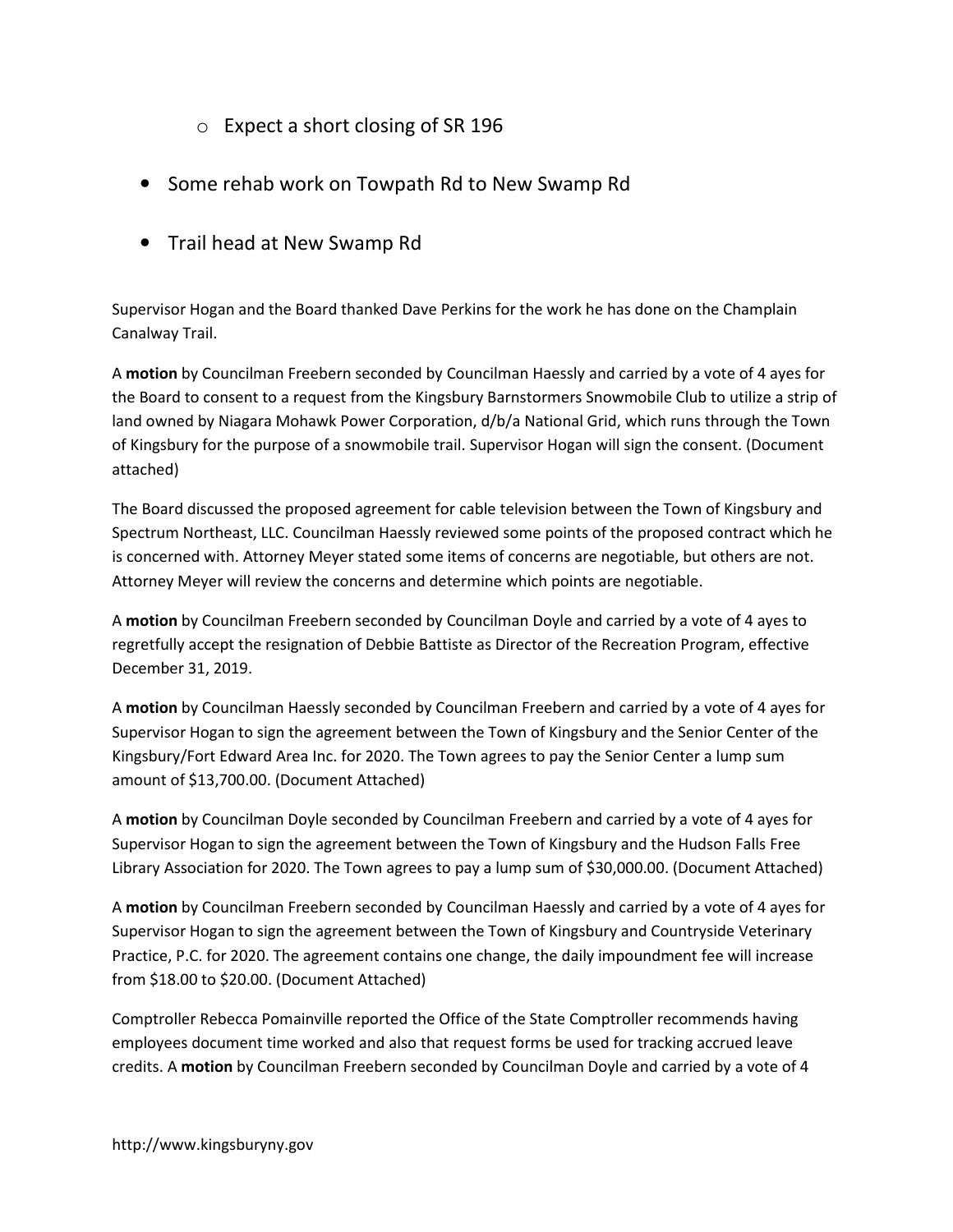- Expect a short closing of SR 196

- Some rehab work on Towpath Rd to New Swamp Rd
- Trail head at New Swamp Rd

Supervisor Hogan and the Board thanked Dave Perkins for the work he has done on the Champlain Canalway Trail.

A **motion** by Councilman Freebern seconded by Councilman Haessly and carried by a vote of 4 ayes for the Board to consent to a request from the Kingsbury Barnstormers Snowmobile Club to utilize a strip of land owned by Niagara Mohawk Power Corporation, d/b/a National Grid, which runs through the Town of Kingsbury for the purpose of a snowmobile trail. Supervisor Hogan will sign the consent. (Document attached)

The Board discussed the proposed agreement for cable television between the Town of Kingsbury and Spectrum Northeast, LLC. Councilman Haessly reviewed some points of the proposed contract which he is concerned with. Attorney Meyer stated some items of concerns are negotiable, but others are not. Attorney Meyer will review the concerns and determine which points are negotiable.

A **motion** by Councilman Freebern seconded by Councilman Doyle and carried by a vote of 4 ayes to regretfully accept the resignation of Debbie Battiste as Director of the Recreation Program, effective December 31, 2019.

A **motion** by Councilman Haessly seconded by Councilman Freebern and carried by a vote of 4 ayes for Supervisor Hogan to sign the agreement between the Town of Kingsbury and the Senior Center of the Kingsbury/Fort Edward Area Inc. for 2020. The Town agrees to pay the Senior Center a lump sum amount of $13,700.00. (Document Attached)

A **motion** by Councilman Doyle seconded by Councilman Freebern and carried by a vote of 4 ayes for Supervisor Hogan to sign the agreement between the Town of Kingsbury and the Hudson Falls Free Library Association for 2020. The Town agrees to pay a lump sum of $30,000.00. (Document Attached)

A **motion** by Councilman Freebern seconded by Councilman Haessly and carried by a vote of 4 ayes for Supervisor Hogan to sign the agreement between the Town of Kingsbury and Countryside Veterinary Practice, P.C. for 2020. The agreement contains one change, the daily impoundment fee will increase from $18.00 to $20.00. (Document Attached)

Comptroller Rebecca Pomainville reported the Office of the State Comptroller recommends having employees document time worked and also that request forms be used for tracking accrued leave credits. A **motion** by Councilman Freebern seconded by Councilman Doyle and carried by a vote of 4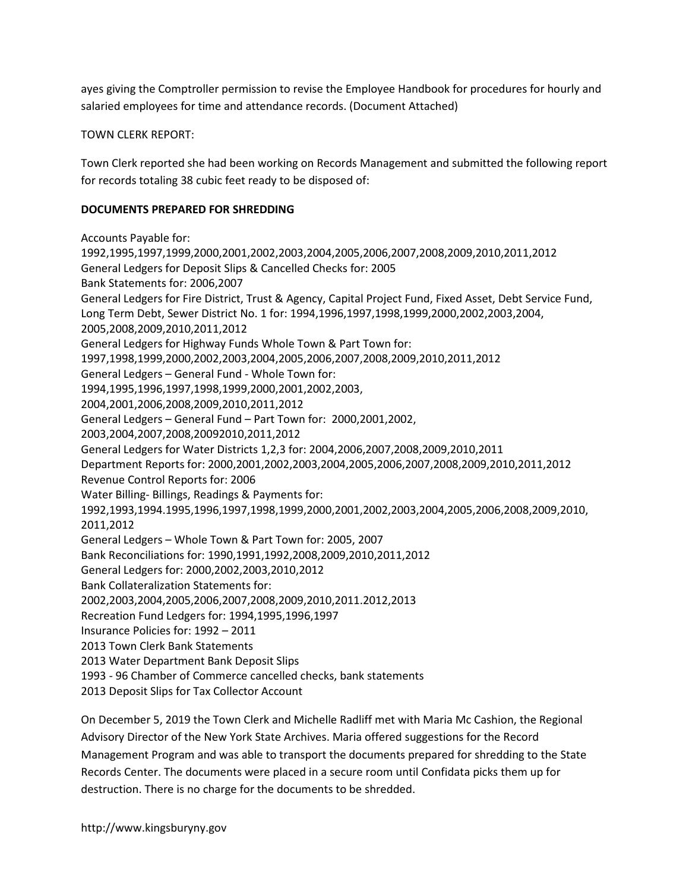ayes giving the Comptroller permission to revise the Employee Handbook for procedures for hourly and salaried employees for time and attendance records. (Document Attached)

TOWN CLERK REPORT:

Town Clerk reported she had been working on Records Management and submitted the following report for records totaling 38 cubic feet ready to be disposed of:

**DOCUMENTS PREPARED FOR SHREDDING**

Accounts Payable for:
1992,1995,1997,1999,2000,2001,2002,2003,2004,2005,2006,2007,2008,2009,2010,2011,2012
General Ledgers for Deposit Slips & Cancelled Checks for: 2005
Bank Statements for: 2006,2007
General Ledgers for Fire District, Trust & Agency, Capital Project Fund, Fixed Asset, Debt Service Fund, Long Term Debt, Sewer District No. 1 for: 1994,1996,1997,1998,1999,2000,2002,2003,2004, 2005,2008,2009,2010,2011,2012
General Ledgers for Highway Funds Whole Town & Part Town for:
1997,1998,1999,2000,2002,2003,2004,2005,2006,2007,2008,2009,2010,2011,2012
General Ledgers – General Fund - Whole Town for:
1994,1995,1996,1997,1998,1999,2000,2001,2002,2003,
2004,2001,2006,2008,2009,2010,2011,2012
General Ledgers – General Fund – Part Town for: 2000,2001,2002,
2003,2004,2007,2008,20092010,2011,2012
General Ledgers for Water Districts 1,2,3 for: 2004,2006,2007,2008,2009,2010,2011
Department Reports for: 2000,2001,2002,2003,2004,2005,2006,2007,2008,2009,2010,2011,2012
Revenue Control Reports for: 2006
Water Billing- Billings, Readings & Payments for:
1992,1993,1994.1995,1996,1997,1998,1999,2000,2001,2002,2003,2004,2005,2006,2008,2009,2010, 2011,2012
General Ledgers – Whole Town & Part Town for: 2005, 2007
Bank Reconciliations for: 1990,1991,1992,2008,2009,2010,2011,2012
General Ledgers for: 2000,2002,2003,2010,2012
Bank Collateralization Statements for:
2002,2003,2004,2005,2006,2007,2008,2009,2010,2011.2012,2013
Recreation Fund Ledgers for: 1994,1995,1996,1997
Insurance Policies for: 1992 – 2011
2013 Town Clerk Bank Statements
2013 Water Department Bank Deposit Slips
1993 - 96 Chamber of Commerce cancelled checks, bank statements
2013 Deposit Slips for Tax Collector Account

On December 5, 2019 the Town Clerk and Michelle Radliff met with Maria Mc Cashion, the Regional Advisory Director of the New York State Archives. Maria offered suggestions for the Record Management Program and was able to transport the documents prepared for shredding to the State Records Center. The documents were placed in a secure room until Confidata picks them up for destruction. There is no charge for the documents to be shredded.

http://www.kingsburyny.gov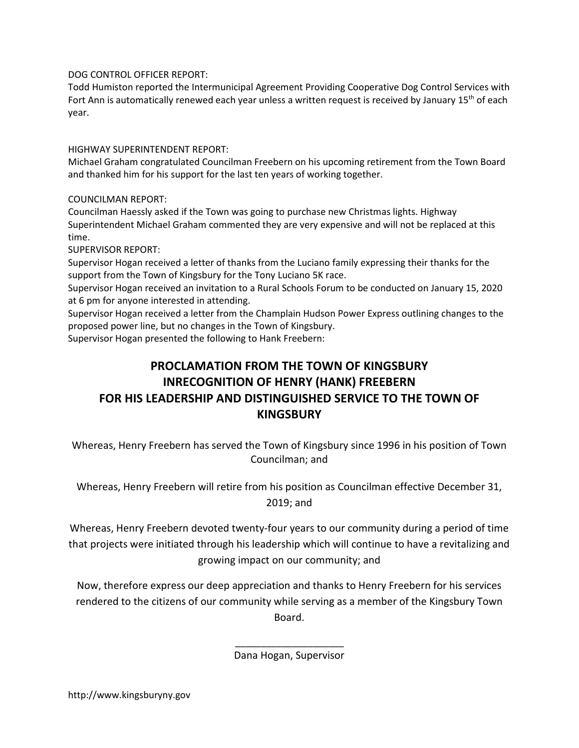DOG CONTROL OFFICER REPORT:

Todd Humiston reported the Intermunicipal Agreement Providing Cooperative Dog Control Services with Fort Ann is automatically renewed each year unless a written request is received by January 15th of each year.

HIGHWAY SUPERINTENDENT REPORT:

Michael Graham congratulated Councilman Freebern on his upcoming retirement from the Town Board and thanked him for his support for the last ten years of working together.

COUNCILMAN REPORT:

Councilman Haessly asked if the Town was going to purchase new Christmas lights. Highway Superintendent Michael Graham commented they are very expensive and will not be replaced at this time.

SUPERVISOR REPORT:

Supervisor Hogan received a letter of thanks from the Luciano family expressing their thanks for the support from the Town of Kingsbury for the Tony Luciano 5K race.

Supervisor Hogan received an invitation to a Rural Schools Forum to be conducted on January 15, 2020 at 6 pm for anyone interested in attending.

Supervisor Hogan received a letter from the Champlain Hudson Power Express outlining changes to the proposed power line, but no changes in the Town of Kingsbury.

Supervisor Hogan presented the following to Hank Freebern:

## PROCLAMATION FROM THE TOWN OF KINGSBURY INRECOGNITION OF HENRY (HANK) FREEBERN FOR HIS LEADERSHIP AND DISTINGUISHED SERVICE TO THE TOWN OF KINGSBURY

Whereas, Henry Freebern has served the Town of Kingsbury since 1996 in his position of Town Councilman; and

Whereas, Henry Freebern will retire from his position as Councilman effective December 31, 2019; and

Whereas, Henry Freebern devoted twenty-four years to our community during a period of time that projects were initiated through his leadership which will continue to have a revitalizing and growing impact on our community; and

Now, therefore express our deep appreciation and thanks to Henry Freebern for his services rendered to the citizens of our community while serving as a member of the Kingsbury Town Board.

____________________

Dana Hogan, Supervisor

http://www.kingsburyny.gov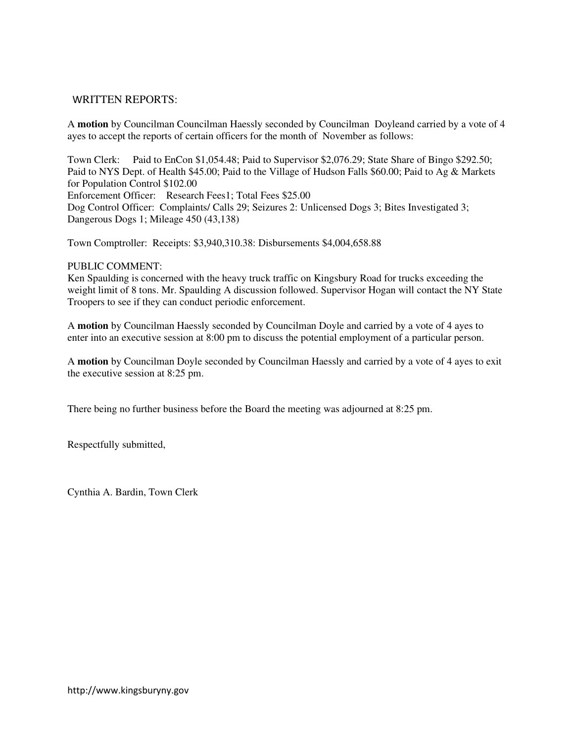WRITTEN REPORTS:

A **motion** by Councilman Councilman Haessly seconded by Councilman Doyleand carried by a vote of 4 ayes to accept the reports of certain officers for the month of November as follows:

Town Clerk: Paid to EnCon $1,054.48; Paid to Supervisor $2,076.29; State Share of Bingo $292.50; Paid to NYS Dept. of Health $45.00; Paid to the Village of Hudson Falls $60.00; Paid to Ag & Markets for Population Control $102.00
Enforcement Officer: Research Fees1; Total Fees $25.00
Dog Control Officer: Complaints/ Calls 29; Seizures 2: Unlicensed Dogs 3; Bites Investigated 3; Dangerous Dogs 1; Mileage 450 (43,138)

Town Comptroller: Receipts: $3,940,310.38: Disbursements $4,004,658.88

PUBLIC COMMENT:
Ken Spaulding is concerned with the heavy truck traffic on Kingsbury Road for trucks exceeding the weight limit of 8 tons. Mr. Spaulding A discussion followed. Supervisor Hogan will contact the NY State Troopers to see if they can conduct periodic enforcement.

A **motion** by Councilman Haessly seconded by Councilman Doyle and carried by a vote of 4 ayes to enter into an executive session at 8:00 pm to discuss the potential employment of a particular person.

A **motion** by Councilman Doyle seconded by Councilman Haessly and carried by a vote of 4 ayes to exit the executive session at 8:25 pm.

There being no further business before the Board the meeting was adjourned at 8:25 pm.

Respectfully submitted,

Cynthia A. Bardin, Town Clerk

http://www.kingsburyny.gov